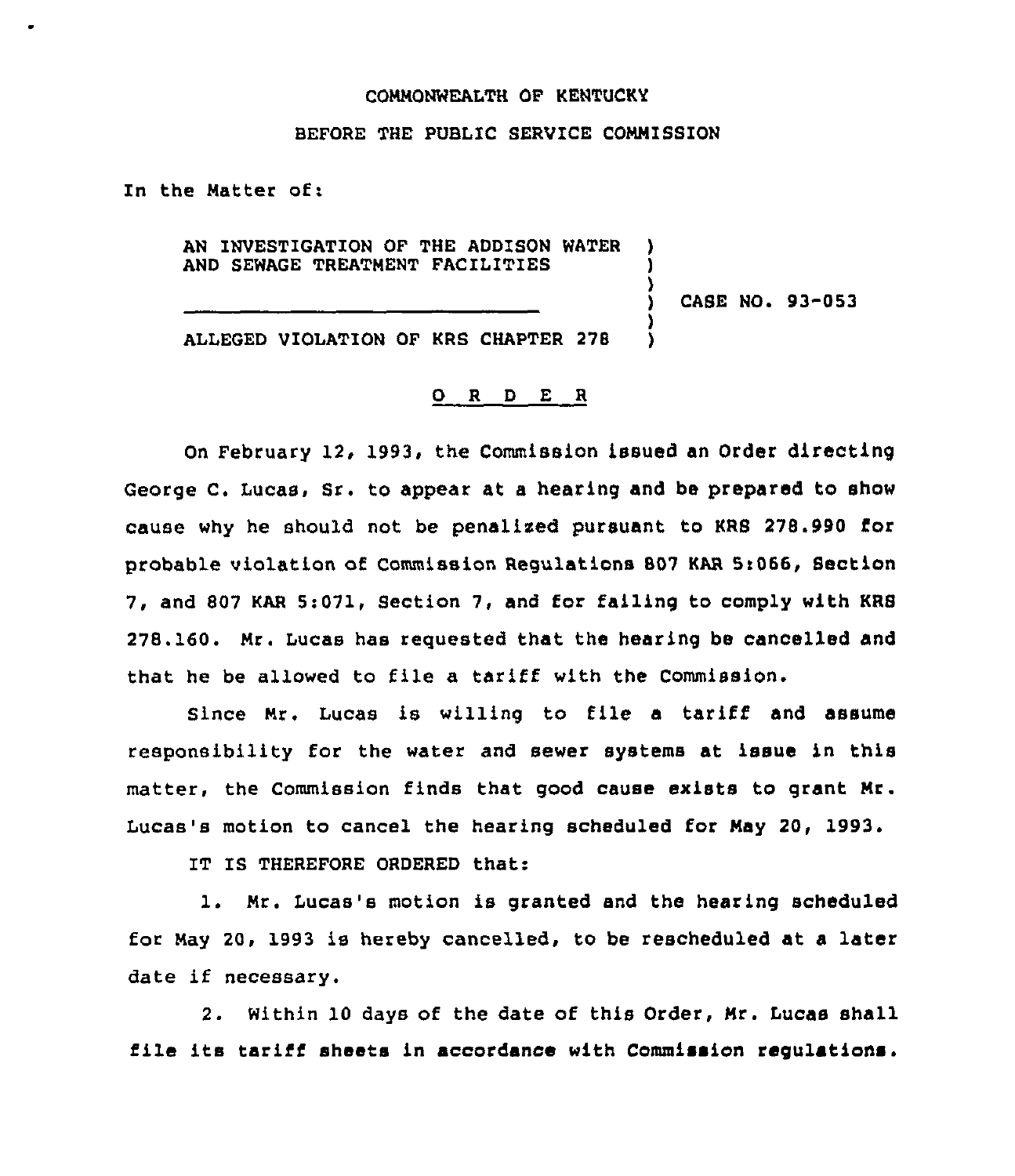COMMONWEALTH OF KENTUCKY

BEFORE THE PUBLIC SERVICE COMMISSION

In the Matter of:

AN INVESTIGATION OF THE ADDISON WATER AND SEWAGE TREATMENT FACILITIES

ALLEGED VIOLATION OF KRS CHAPTER 278

CASE NO. 93-053

O R D E R

On February 12, 1993, the Commission issued an Order directing George C. Lucas, Sr. to appear at a hearing and be prepared to show cause why he should not be penalized pursuant to KRS 278.990 for probable violation of Commission Regulations 807 KAR 5:066, Section 7, and 807 KAR 5:071, Section 7, and for failing to comply with KRS 278.160. Mr. Lucas has requested that the hearing be cancelled and that he be allowed to file a tariff with the Commission.

Since Mr. Lucas is willing to file a tariff and assume responsibility for the water and sewer systems at issue in this matter, the Commission finds that good cause exists to grant Mr. Lucas's motion to cancel the hearing scheduled for May 20, 1993.

IT IS THEREFORE ORDERED that:

1. Mr. Lucas's motion is granted and the hearing scheduled for May 20, 1993 is hereby cancelled, to be rescheduled at a later date if necessary.

2. Within 10 days of the date of this Order, Mr. Lucas shall file its tariff sheets in accordance with Commission regulations.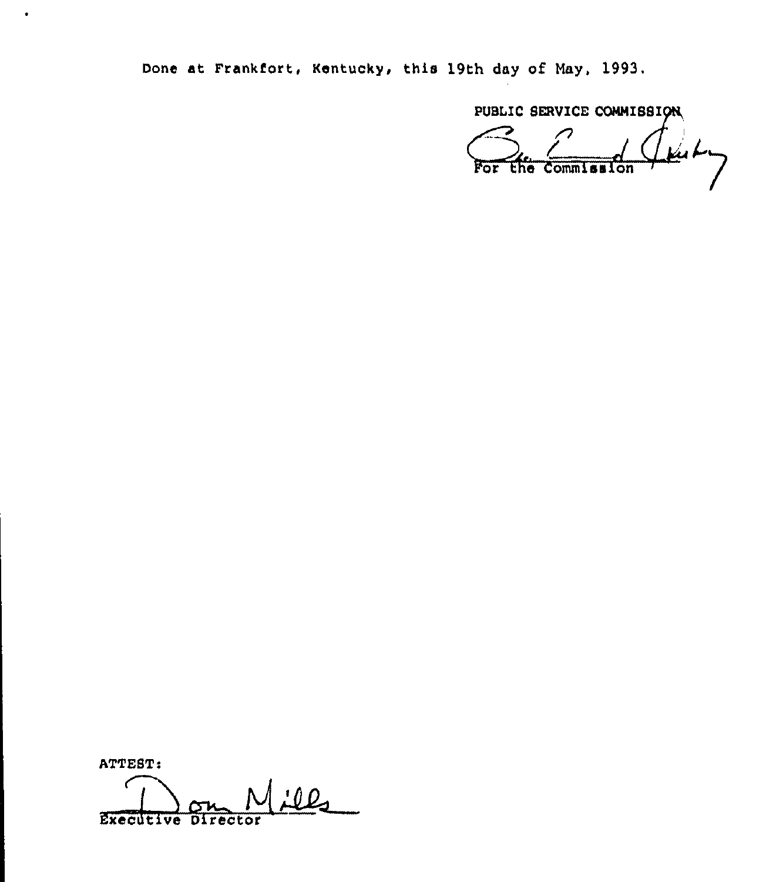Done at Frankfort, Kentucky, this 19th day of May, 1993.

PUBLIC SERVICE COMMISSION

For the Commission

ATTEST:

Executive Director